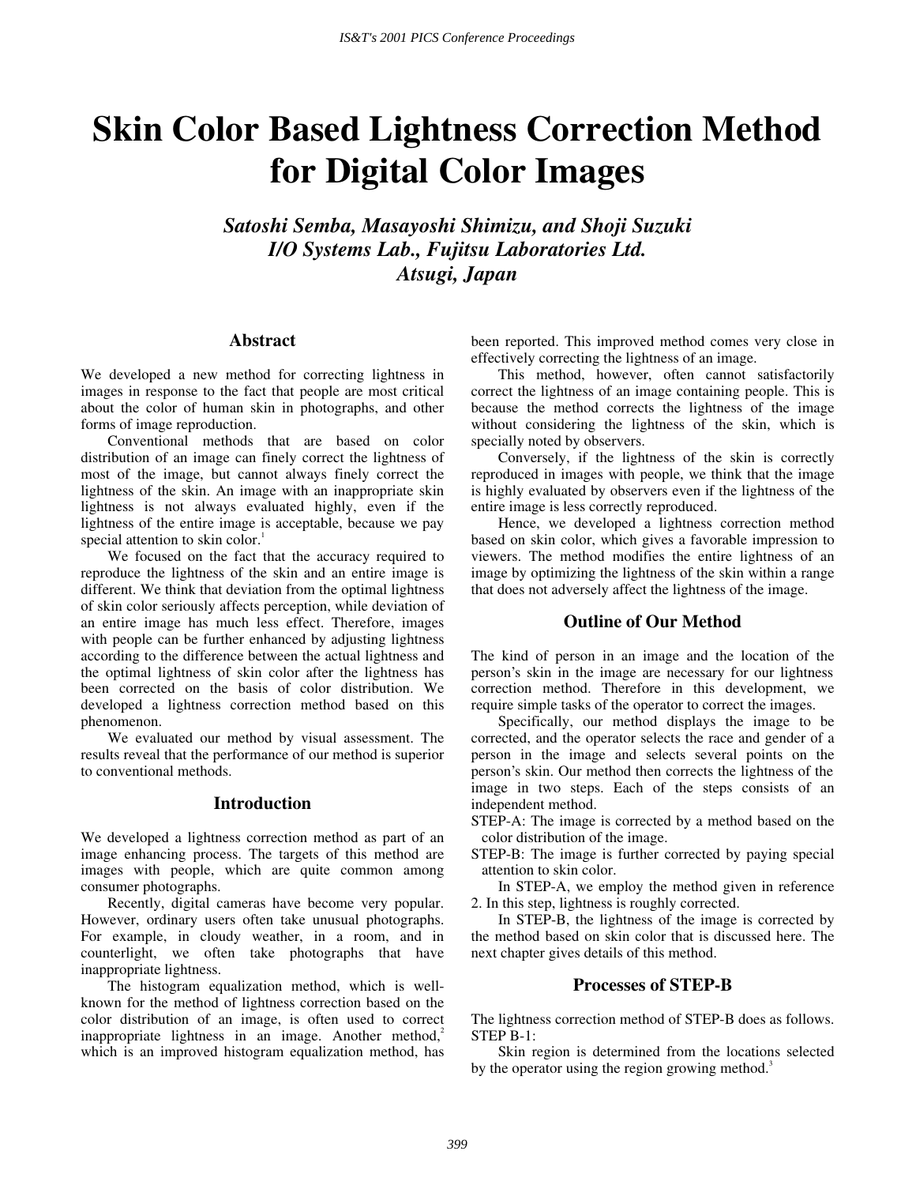# Skin Color Based Lightness Correction Method for Digital Color Images

***Satoshi Semba, Masayoshi Shimizu, and Shoji Suzuki***
***I/O Systems Lab., Fujitsu Laboratories Ltd.***
***Atsugi, Japan***

## Abstract

We developed a new method for correcting lightness in images in response to the fact that people are most critical about the color of human skin in photographs, and other forms of image reproduction.

Conventional methods that are based on color distribution of an image can finely correct the lightness of most of the image, but cannot always finely correct the lightness of the skin. An image with an inappropriate skin lightness is not always evaluated highly, even if the lightness of the entire image is acceptable, because we pay special attention to skin color.[1]

We focused on the fact that the accuracy required to reproduce the lightness of the skin and an entire image is different. We think that deviation from the optimal lightness of skin color seriously affects perception, while deviation of an entire image has much less effect. Therefore, images with people can be further enhanced by adjusting lightness according to the difference between the actual lightness and the optimal lightness of skin color after the lightness has been corrected on the basis of color distribution. We developed a lightness correction method based on this phenomenon.

We evaluated our method by visual assessment. The results reveal that the performance of our method is superior to conventional methods.

## Introduction

We developed a lightness correction method as part of an image enhancing process. The targets of this method are images with people, which are quite common among consumer photographs.

Recently, digital cameras have become very popular. However, ordinary users often take unusual photographs. For example, in cloudy weather, in a room, and in counterlight, we often take photographs that have inappropriate lightness.

The histogram equalization method, which is well-known for the method of lightness correction based on the color distribution of an image, is often used to correct inappropriate lightness in an image. Another method,[2] which is an improved histogram equalization method, has been reported. This improved method comes very close in effectively correcting the lightness of an image.

This method, however, often cannot satisfactorily correct the lightness of an image containing people. This is because the method corrects the lightness of the image without considering the lightness of the skin, which is specially noted by observers.

Conversely, if the lightness of the skin is correctly reproduced in images with people, we think that the image is highly evaluated by observers even if the lightness of the entire image is less correctly reproduced.

Hence, we developed a lightness correction method based on skin color, which gives a favorable impression to viewers. The method modifies the entire lightness of an image by optimizing the lightness of the skin within a range that does not adversely affect the lightness of the image.

## Outline of Our Method

The kind of person in an image and the location of the person's skin in the image are necessary for our lightness correction method. Therefore in this development, we require simple tasks of the operator to correct the images.

Specifically, our method displays the image to be corrected, and the operator selects the race and gender of a person in the image and selects several points on the person's skin. Our method then corrects the lightness of the image in two steps. Each of the steps consists of an independent method.

STEP-A: The image is corrected by a method based on the color distribution of the image.

STEP-B: The image is further corrected by paying special attention to skin color.

In STEP-A, we employ the method given in reference 2. In this step, lightness is roughly corrected.

In STEP-B, the lightness of the image is corrected by the method based on skin color that is discussed here. The next chapter gives details of this method.

## Processes of STEP-B

The lightness correction method of STEP-B does as follows.

STEP B-1:

Skin region is determined from the locations selected by the operator using the region growing method.[3]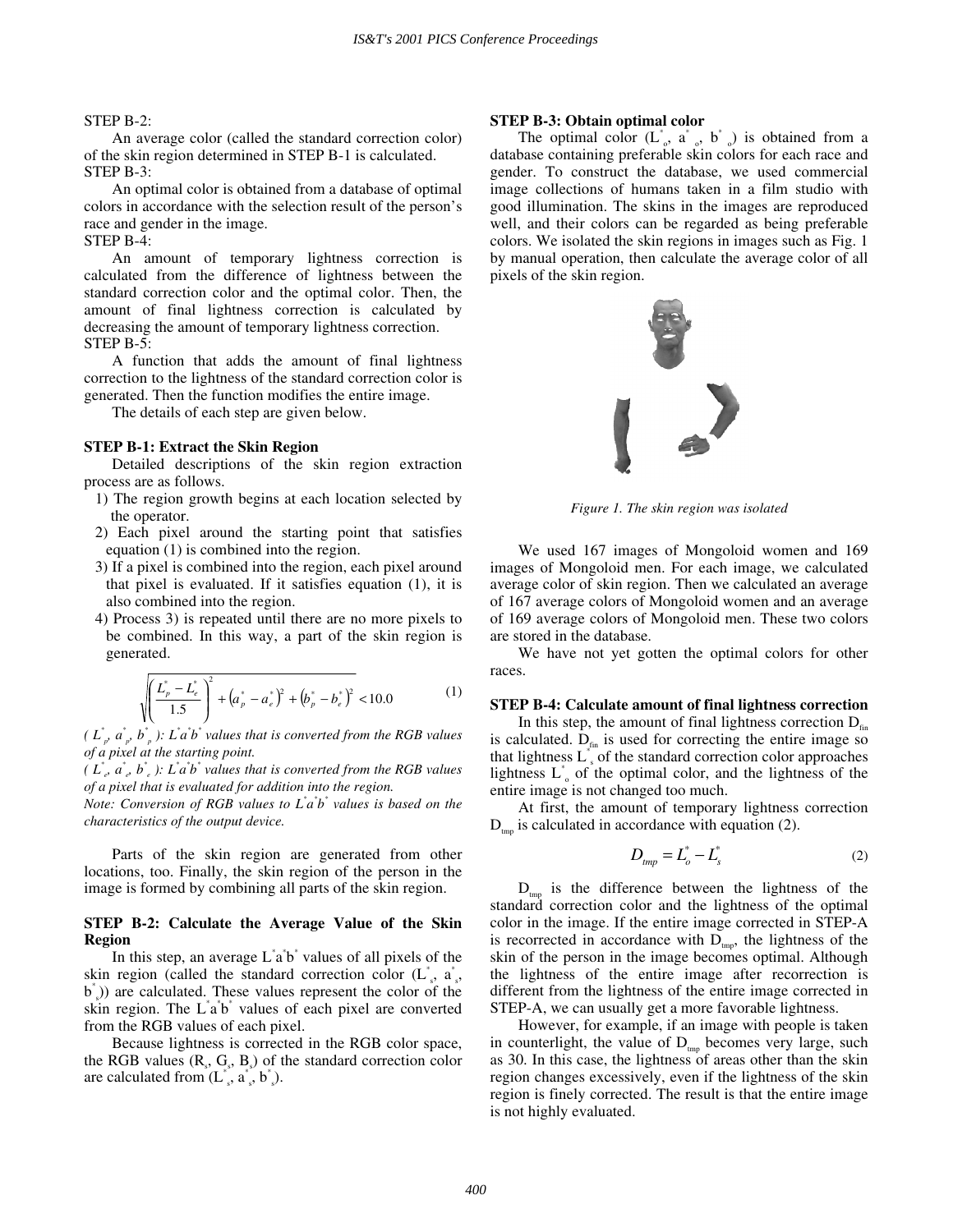STEP B-2:

An average color (called the standard correction color) of the skin region determined in STEP B-1 is calculated.

STEP B-3:

An optimal color is obtained from a database of optimal colors in accordance with the selection result of the person's race and gender in the image.

STEP B-4:

An amount of temporary lightness correction is calculated from the difference of lightness between the standard correction color and the optimal color. Then, the amount of final lightness correction is calculated by decreasing the amount of temporary lightness correction.

STEP B-5:

A function that adds the amount of final lightness correction to the lightness of the standard correction color is generated. Then the function modifies the entire image.

The details of each step are given below.

**STEP B-1: Extract the Skin Region**

Detailed descriptions of the skin region extraction process are as follows.

1) The region growth begins at each location selected by the operator.
2) Each pixel around the starting point that satisfies equation (1) is combined into the region.
3) If a pixel is combined into the region, each pixel around that pixel is evaluated. If it satisfies equation (1), it is also combined into the region.
4) Process 3) is repeated until there are no more pixels to be combined. In this way, a part of the skin region is generated.

$$\sqrt{\left(\frac{L_p^* - L_e^*}{1.5}\right)^2 + \left(a_p^* - a_e^*\right)^2 + \left(b_p^* - b_e^*\right)^2} < 10.0 \tag{1}$$

*( $L^*_p$, $a^*_p$, $b^*_p$ ): $L^*a^*b^*$ values that is converted from the RGB values of a pixel at the starting point.*

*( $L^*_e$, $a^*_e$, $b^*_e$ ): $L^*a^*b^*$ values that is converted from the RGB values of a pixel that is evaluated for addition into the region.*

*Note: Conversion of RGB values to $L^*a^*b^*$ values is based on the characteristics of the output device.*

Parts of the skin region are generated from other locations, too. Finally, the skin region of the person in the image is formed by combining all parts of the skin region.

**STEP B-2: Calculate the Average Value of the Skin Region**

In this step, an average $L^*a^*b^*$ values of all pixels of the skin region (called the standard correction color ($L^*_s$, $a^*_s$, $b^*_s$)) are calculated. These values represent the color of the skin region. The $L^*a^*b^*$ values of each pixel are converted from the RGB values of each pixel.

Because lightness is corrected in the RGB color space, the RGB values ($R_s$, $G_s$, $B_s$) of the standard correction color are calculated from ($L^*_s$, $a^*_s$, $b^*_s$).

**STEP B-3: Obtain optimal color**

The optimal color ($L^*_o$, $a^*_o$, $b^*_o$) is obtained from a database containing preferable skin colors for each race and gender. To construct the database, we used commercial image collections of humans taken in a film studio with good illumination. The skins in the images are reproduced well, and their colors can be regarded as being preferable colors. We isolated the skin regions in images such as Fig. 1 by manual operation, then calculate the average color of all pixels of the skin region.

*Figure 1. The skin region was isolated*

We used 167 images of Mongoloid women and 169 images of Mongoloid men. For each image, we calculated average color of skin region. Then we calculated an average of 167 average colors of Mongoloid women and an average of 169 average colors of Mongoloid men. These two colors are stored in the database.

We have not yet gotten the optimal colors for other races.

**STEP B-4: Calculate amount of final lightness correction**

In this step, the amount of final lightness correction $D_{fin}$ is calculated. $D_{fin}$ is used for correcting the entire image so that lightness $L^*_s$ of the standard correction color approaches lightness $L^*_o$ of the optimal color, and the lightness of the entire image is not changed too much.

At first, the amount of temporary lightness correction $D_{tmp}$ is calculated in accordance with equation (2).

$$D_{tmp} = L_o^* - L_s^* \tag{2}$$

$D_{tmp}$ is the difference between the lightness of the standard correction color and the lightness of the optimal color in the image. If the entire image corrected in STEP-A is recorrected in accordance with $D_{tmp}$, the lightness of the skin of the person in the image becomes optimal. Although the lightness of the entire image after recorrection is different from the lightness of the entire image corrected in STEP-A, we can usually get a more favorable lightness.

However, for example, if an image with people is taken in counterlight, the value of $D_{tmp}$ becomes very large, such as 30. In this case, the lightness of areas other than the skin region changes excessively, even if the lightness of the skin region is finely corrected. The result is that the entire image is not highly evaluated.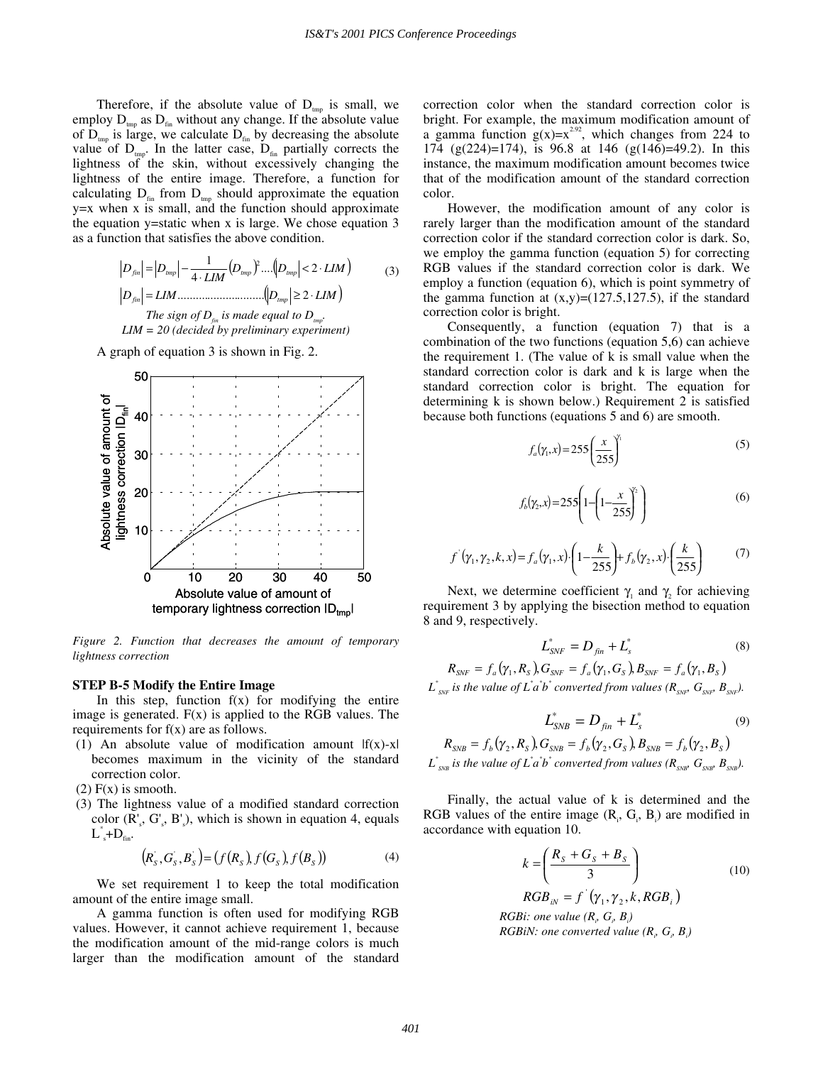Therefore, if the absolute value of $D_{tmp}$ is small, we employ $D_{tmp}$ as $D_{fin}$ without any change. If the absolute value of $D_{tmp}$ is large, we calculate $D_{fin}$ by decreasing the absolute value of $D_{tmp}$. In the latter case, $D_{fin}$ partially corrects the lightness of the skin, without excessively changing the lightness of the entire image. Therefore, a function for calculating $D_{fin}$ from $D_{tmp}$ should approximate the equation y=x when x is small, and the function should approximate the equation y=static when x is large. We chose equation 3 as a function that satisfies the above condition.

$$\left|D_{fin}\right| = \left|D_{tmp}\right| - \frac{1}{4 \cdot LIM}\left(D_{tmp}\right)^2 .... \left(\left|D_{tmp}\right| < 2 \cdot LIM\right) \tag{3}$$

$$\left|D_{fin}\right| = LIM ............................ \left(\left|D_{tmp}\right| \geq 2 \cdot LIM\right)$$

*The sign of $D_{fin}$ is made equal to $D_{tmp}$.*
*LIM = 20 (decided by preliminary experiment)*

A graph of equation 3 is shown in Fig. 2.

*Figure 2. Function that decreases the amount of temporary lightness correction*

### STEP B-5 Modify the Entire Image

In this step, function f(x) for modifying the entire image is generated. F(x) is applied to the RGB values. The requirements for f(x) are as follows.

(1) An absolute value of modification amount |f(x)-x| becomes maximum in the vicinity of the standard correction color.
(2) F(x) is smooth.
(3) The lightness value of a modified standard correction color ($R'_s$, $G'_s$, $B'_s$), which is shown in equation 4, equals $L^*_s$+$D_{fin}$.

$$\left(R_S^{'}, G_S^{'}, B_S^{'}\right) = \left(f(R_S), f(G_S), f(B_S)\right) \tag{4}$$

We set requirement 1 to keep the total modification amount of the entire image small.

A gamma function is often used for modifying RGB values. However, it cannot achieve requirement 1, because the modification amount of the mid-range colors is much larger than the modification amount of the standard correction color when the standard correction color is bright. For example, the maximum modification amount of a gamma function $g(x)=x^{2.92}$, which changes from 224 to 174 (g(224)=174), is 96.8 at 146 (g(146)=49.2). In this instance, the maximum modification amount becomes twice that of the modification amount of the standard correction color.

However, the modification amount of any color is rarely larger than the modification amount of the standard correction color if the standard correction color is dark. So, we employ the gamma function (equation 5) for correcting RGB values if the standard correction color is dark. We employ a function (equation 6), which is point symmetry of the gamma function at (x,y)=(127.5,127.5), if the standard correction color is bright.

Consequently, a function (equation 7) that is a combination of the two functions (equation 5,6) can achieve the requirement 1. (The value of k is small value when the standard correction color is dark and k is large when the standard correction color is bright. The equation for determining k is shown below.) Requirement 2 is satisfied because both functions (equations 5 and 6) are smooth.

$$f_a(\gamma_1, x) = 255\left(\frac{x}{255}\right)^{\gamma_1} \tag{5}$$

$$f_b(\gamma_2, x) = 255\left(1 - \left(1 - \frac{x}{255}\right)^{\gamma_2}\right) \tag{6}$$

$$f^{'}(\gamma_1, \gamma_2, k, x) = f_a(\gamma_1, x) \cdot \left(1 - \frac{k}{255}\right) + f_b(\gamma_2, x) \cdot \left(\frac{k}{255}\right) \tag{7}$$

Next, we determine coefficient $\gamma_1$ and $\gamma_2$ for achieving requirement 3 by applying the bisection method to equation 8 and 9, respectively.

$$L^*_{SNF} = D_{fin} + L^*_s \tag{8}$$

$$R_{SNF} = f_a(\gamma_1, R_S), G_{SNF} = f_a(\gamma_1, G_S), B_{SNF} = f_a(\gamma_1, B_S)$$

*$L^*_{SNF}$ is the value of $L^*a^*b^*$ converted from values ($R_{SNF}$, $G_{SNF}$, $B_{SNF}$).*

$$L^*_{SNB} = D_{fin} + L^*_s \tag{9}$$

$$R_{SNB} = f_b(\gamma_2, R_S), G_{SNB} = f_b(\gamma_2, G_S), B_{SNB} = f_b(\gamma_2, B_S)$$

*$L^*_{SNB}$ is the value of $L^*a^*b^*$ converted from values ($R_{SNB}$, $G_{SNB}$, $B_{SNB}$).*

Finally, the actual value of k is determined and the RGB values of the entire image ($R_i$, $G_i$, $B_i$) are modified in accordance with equation 10.

$$k = \left(\frac{R_S + G_S + B_S}{3}\right) \tag{10}$$

$$RGB_{iN} = f^{'}(\gamma_1, \gamma_2, k, RGB_i)$$

*RGBi: one value ($R_i$, $G_i$, $B_i$)*
*RGBiN: one converted value ($R_i$, $G_i$, $B_i$)*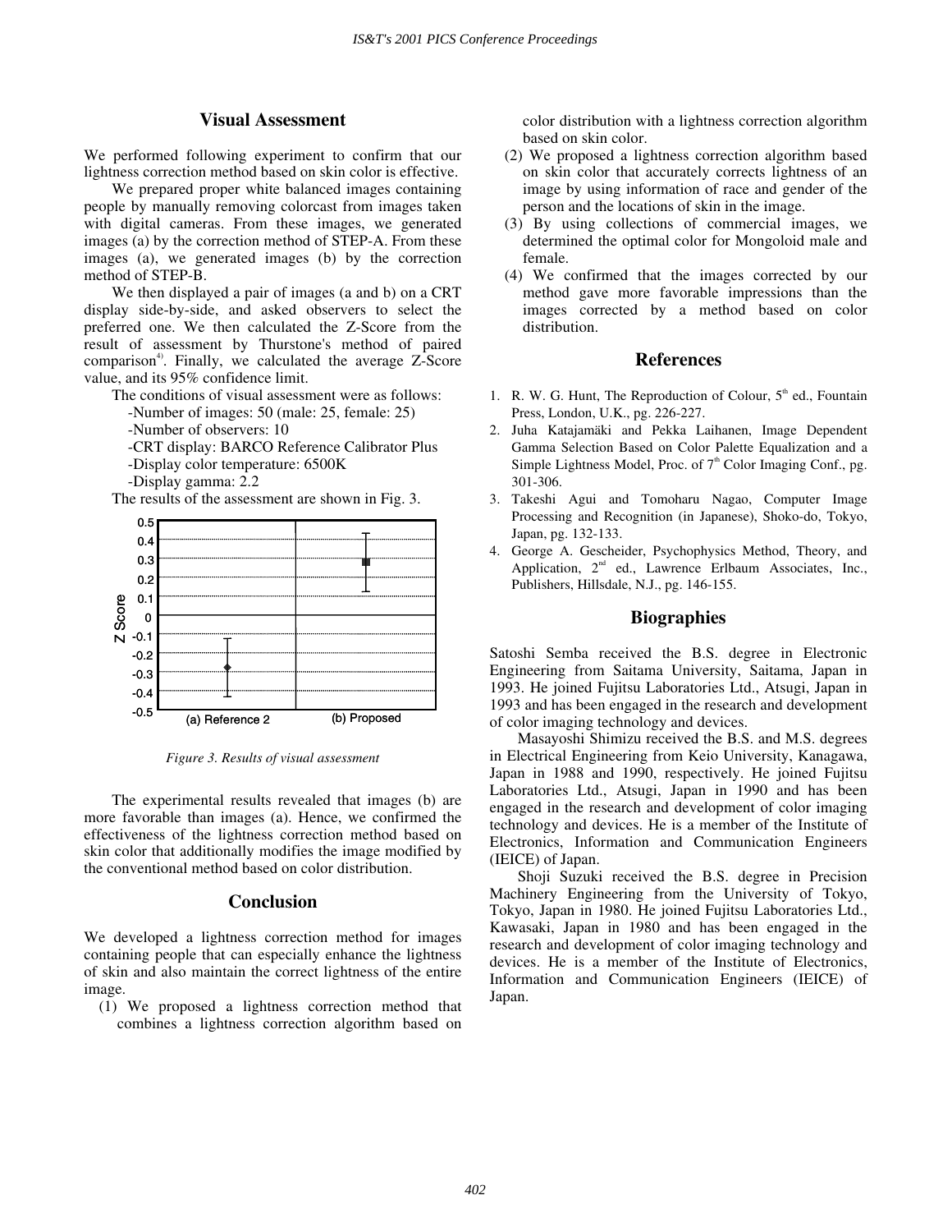## Visual Assessment

We performed following experiment to confirm that our lightness correction method based on skin color is effective.

We prepared proper white balanced images containing people by manually removing colorcast from images taken with digital cameras. From these images, we generated images (a) by the correction method of STEP-A. From these images (a), we generated images (b) by the correction method of STEP-B.

We then displayed a pair of images (a and b) on a CRT display side-by-side, and asked observers to select the preferred one. We then calculated the Z-Score from the result of assessment by Thurstone's method of paired comparison[4]. Finally, we calculated the average Z-Score value, and its 95% confidence limit.

The conditions of visual assessment were as follows:

- Number of images: 50 (male: 25, female: 25)
- Number of observers: 10
- CRT display: BARCO Reference Calibrator Plus
- Display color temperature: 6500K
- Display gamma: 2.2

The results of the assessment are shown in Fig. 3.

Z Score
0.5
0.4
0.3
0.2
0.1
0
-0.1
-0.2
-0.3
-0.4
-0.5
(a) Reference 2
(b) Proposed

*Figure 3. Results of visual assessment*

The experimental results revealed that images (b) are more favorable than images (a). Hence, we confirmed the effectiveness of the lightness correction method based on skin color that additionally modifies the image modified by the conventional method based on color distribution.

## Conclusion

We developed a lightness correction method for images containing people that can especially enhance the lightness of skin and also maintain the correct lightness of the entire image.

(1) We proposed a lightness correction method that combines a lightness correction algorithm based on color distribution with a lightness correction algorithm based on skin color.

(2) We proposed a lightness correction algorithm based on skin color that accurately corrects lightness of an image by using information of race and gender of the person and the locations of skin in the image.

(3) By using collections of commercial images, we determined the optimal color for Mongoloid male and female.

(4) We confirmed that the images corrected by our method gave more favorable impressions than the images corrected by a method based on color distribution.

## References

1. R. W. G. Hunt, The Reproduction of Colour, 5th ed., Fountain Press, London, U.K., pg. 226-227.
2. Juha Katajamäki and Pekka Laihanen, Image Dependent Gamma Selection Based on Color Palette Equalization and a Simple Lightness Model, Proc. of 7th Color Imaging Conf., pg. 301-306.
3. Takeshi Agui and Tomoharu Nagao, Computer Image Processing and Recognition (in Japanese), Shoko-do, Tokyo, Japan, pg. 132-133.
4. George A. Gescheider, Psychophysics Method, Theory, and Application, 2nd ed., Lawrence Erlbaum Associates, Inc., Publishers, Hillsdale, N.J., pg. 146-155.

## Biographies

Satoshi Semba received the B.S. degree in Electronic Engineering from Saitama University, Saitama, Japan in 1993. He joined Fujitsu Laboratories Ltd., Atsugi, Japan in 1993 and has been engaged in the research and development of color imaging technology and devices.

Masayoshi Shimizu received the B.S. and M.S. degrees in Electrical Engineering from Keio University, Kanagawa, Japan in 1988 and 1990, respectively. He joined Fujitsu Laboratories Ltd., Atsugi, Japan in 1990 and has been engaged in the research and development of color imaging technology and devices. He is a member of the Institute of Electronics, Information and Communication Engineers (IEICE) of Japan.

Shoji Suzuki received the B.S. degree in Precision Machinery Engineering from the University of Tokyo, Tokyo, Japan in 1980. He joined Fujitsu Laboratories Ltd., Kawasaki, Japan in 1980 and has been engaged in the research and development of color imaging technology and devices. He is a member of the Institute of Electronics, Information and Communication Engineers (IEICE) of Japan.